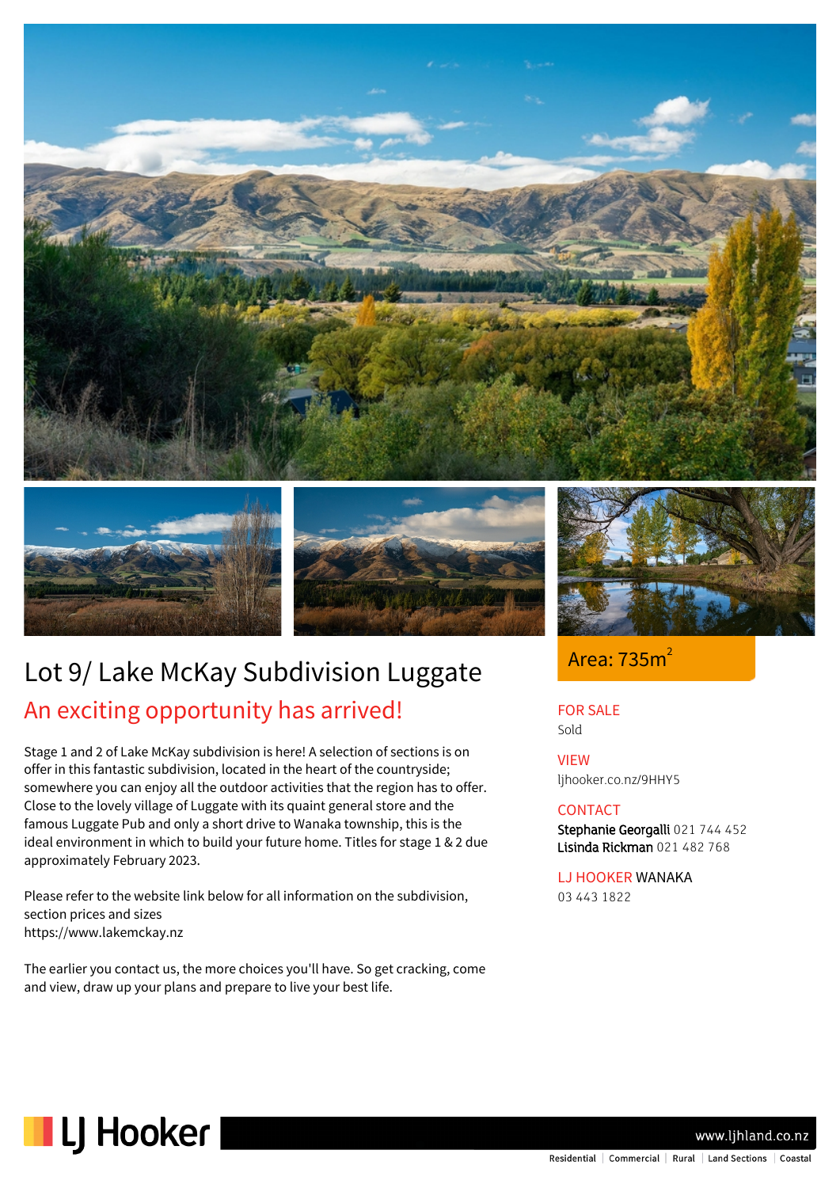# Lot 9/ Lake McKay Subdivision Luggate

## An exciting opportunity has arrived!

Stage 1 and 2 of Lake McKay subdivision is here! A selection of sections is on offer in this fantastic subdivision, located in the heart of the countryside; somewhere you can enjoy all the outdoor activities that the region has to offer. Close to the lovely village of Luggate with its quaint general store and the famous Luggate Pub and only a short drive to Wanaka township, this is the ideal environment in which to build your future home. Titles for stage 1 & 2 due approximately February 2023.

Please refer to the website link below for all information on the subdivision, section prices and sizes
https://www.lakemckay.nz

The earlier you contact us, the more choices you'll have. So get cracking, come and view, draw up your plans and prepare to live your best life.

Area: 735m$^2$

**FOR SALE**
Sold

**VIEW**
ljhooker.co.nz/9HHY5

**CONTACT**
**Stephanie Georgalli** 021 744 452
**Lisinda Rickman** 021 482 768

**LJ HOOKER** WANAKA
03 443 1822

LJ Hooker

www.ljhland.co.nz

Residential | Commercial | Rural | Land Sections | Coastal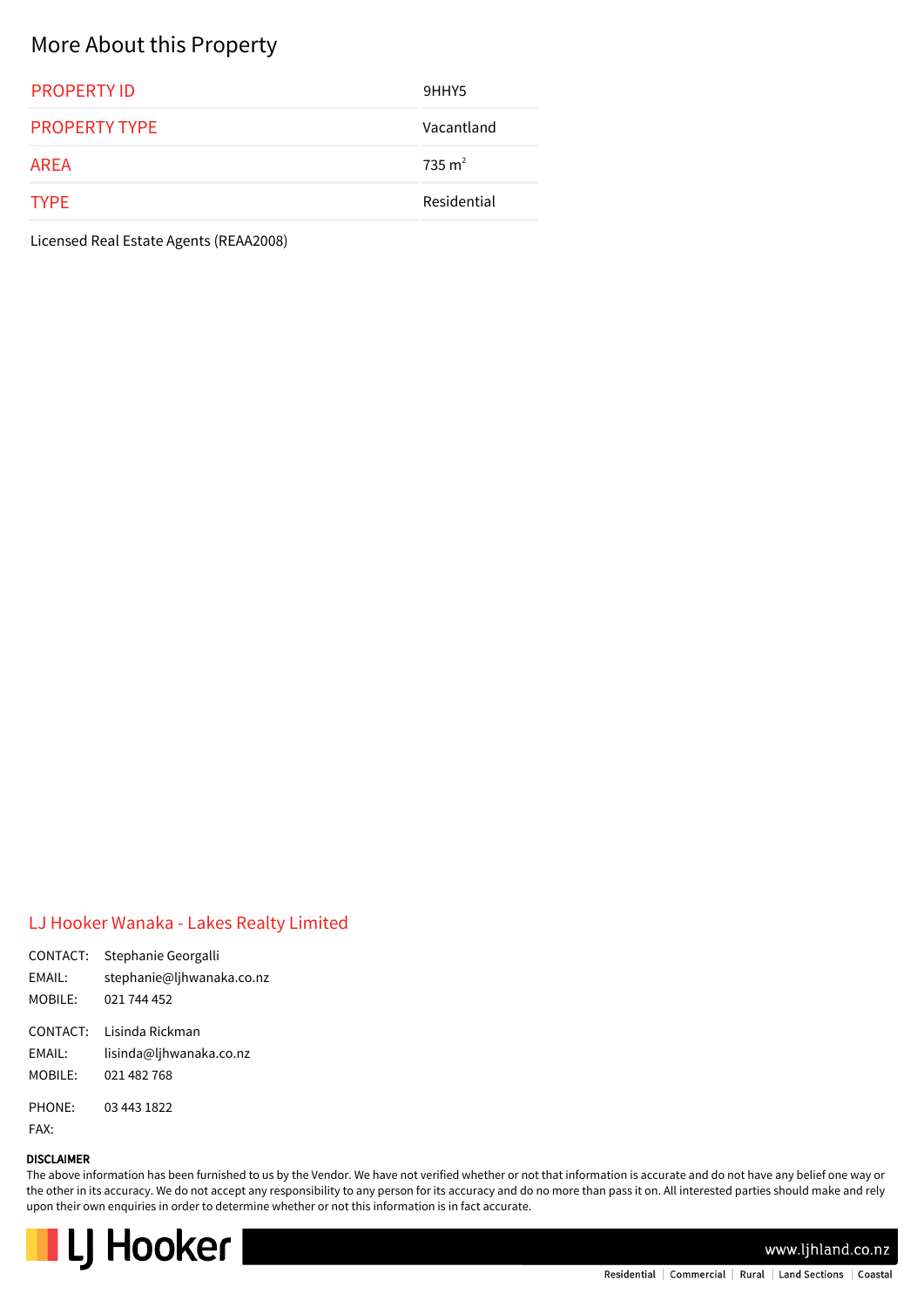## More About this Property

| | |
|---|---|
| PROPERTY ID | 9HHY5 |
| PROPERTY TYPE | Vacantland |
| AREA | 735 $m^2$ |
| TYPE | Residential |

Licensed Real Estate Agents (REAA2008)

### LJ Hooker Wanaka - Lakes Realty Limited

CONTACT: Stephanie Georgalli
EMAIL: stephanie@ljhwanaka.co.nz
MOBILE: 021 744 452

CONTACT: Lisinda Rickman
EMAIL: lisinda@ljhwanaka.co.nz
MOBILE: 021 482 768

PHONE: 03 443 1822
FAX:

**DISCLAIMER**
The above information has been furnished to us by the Vendor. We have not verified whether or not that information is accurate and do not have any belief one way or the other in its accuracy. We do not accept any responsibility to any person for its accuracy and do no more than pass it on. All interested parties should make and rely upon their own enquiries in order to determine whether or not this information is in fact accurate.

LJ Hooker

www.ljhland.co.nz

Residential | Commercial | Rural | Land Sections | Coastal